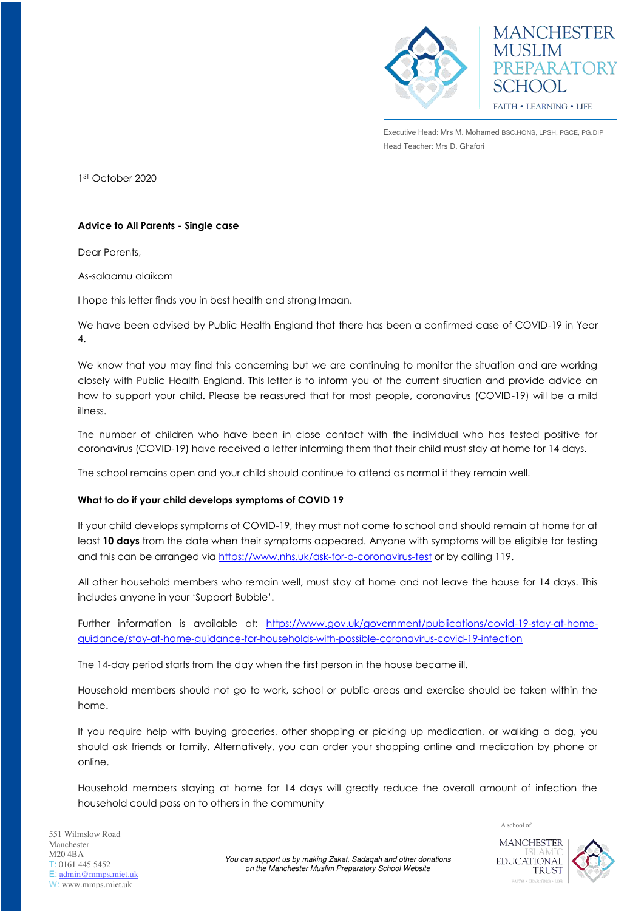MANCHESTER MUSLIM PREPARATORY SCHOOL

FAITH • LEARNING • LIFE

Executive Head: Mrs M. Mohamed BSC.HONS, LPSH, PGCE, PG.DIP

Head Teacher: Mrs D. Ghafori

1ST October 2020

**Advice to All Parents - Single case**

Dear Parents,

As-salaamu alaikom

I hope this letter finds you in best health and strong Imaan.

We have been advised by Public Health England that there has been a confirmed case of COVID-19 in Year 4.

We know that you may find this concerning but we are continuing to monitor the situation and are working closely with Public Health England. This letter is to inform you of the current situation and provide advice on how to support your child. Please be reassured that for most people, coronavirus (COVID-19) will be a mild illness.

The number of children who have been in close contact with the individual who has tested positive for coronavirus (COVID-19) have received a letter informing them that their child must stay at home for 14 days.

The school remains open and your child should continue to attend as normal if they remain well.

**What to do if your child develops symptoms of COVID 19**

If your child develops symptoms of COVID-19, they must not come to school and should remain at home for at least **10 days** from the date when their symptoms appeared. Anyone with symptoms will be eligible for testing and this can be arranged via https://www.nhs.uk/ask-for-a-coronavirus-test or by calling 119.

All other household members who remain well, must stay at home and not leave the house for 14 days. This includes anyone in your 'Support Bubble'.

Further information is available at: https://www.gov.uk/government/publications/covid-19-stay-at-home-guidance/stay-at-home-guidance-for-households-with-possible-coronavirus-covid-19-infection

The 14-day period starts from the day when the first person in the house became ill.

Household members should not go to work, school or public areas and exercise should be taken within the home.

If you require help with buying groceries, other shopping or picking up medication, or walking a dog, you should ask friends or family. Alternatively, you can order your shopping online and medication by phone or online.

Household members staying at home for 14 days will greatly reduce the overall amount of infection the household could pass on to others in the community

551 Wilmslow Road
Manchester
M20 4BA
T: 0161 445 5452
E: admin@mmps.miet.uk
W: www.mmps.miet.uk

*You can support us by making Zakat, Sadaqah and other donations on the Manchester Muslim Preparatory School Website*

A school of MANCHESTER ISLAMIC EDUCATIONAL TRUST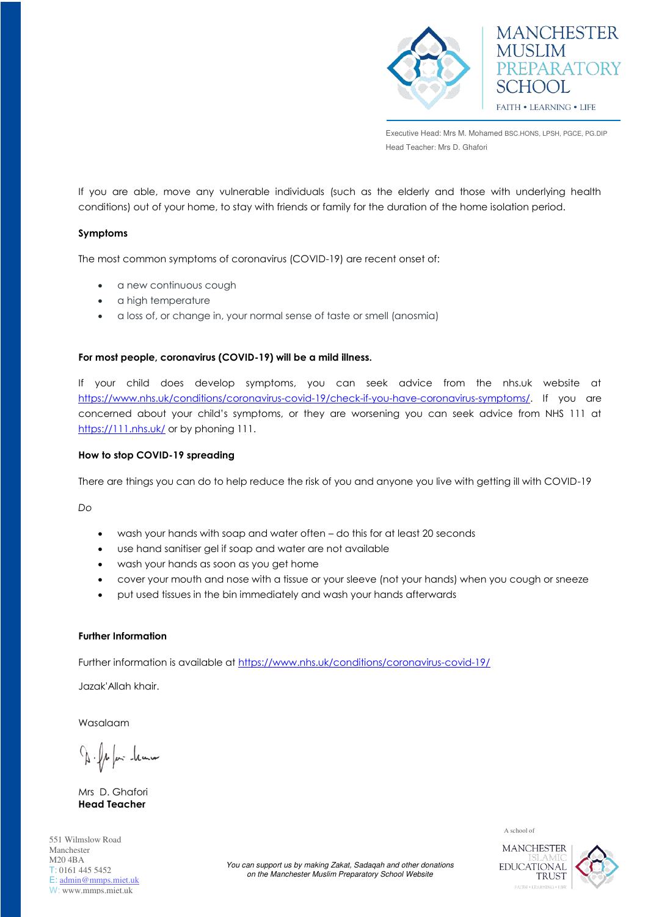If you are able, move any vulnerable individuals (such as the elderly and those with underlying health conditions) out of your home, to stay with friends or family for the duration of the home isolation period.

**Symptoms**

The most common symptoms of coronavirus (COVID-19) are recent onset of:

- a new continuous cough
- a high temperature
- a loss of, or change in, your normal sense of taste or smell (anosmia)

**For most people, coronavirus (COVID-19) will be a mild illness.**

If your child does develop symptoms, you can seek advice from the nhs.uk website at https://www.nhs.uk/conditions/coronavirus-covid-19/check-if-you-have-coronavirus-symptoms/. If you are concerned about your child's symptoms, or they are worsening you can seek advice from NHS 111 at https://111.nhs.uk/ or by phoning 111.

**How to stop COVID-19 spreading**

There are things you can do to help reduce the risk of you and anyone you live with getting ill with COVID-19

*Do*

- wash your hands with soap and water often – do this for at least 20 seconds
- use hand sanitiser gel if soap and water are not available
- wash your hands as soon as you get home
- cover your mouth and nose with a tissue or your sleeve (not your hands) when you cough or sneeze
- put used tissues in the bin immediately and wash your hands afterwards

**Further Information**

Further information is available at https://www.nhs.uk/conditions/coronavirus-covid-19/

Jazak'Allah khair.

Wasalaam

Mrs D. Ghafori
**Head Teacher**